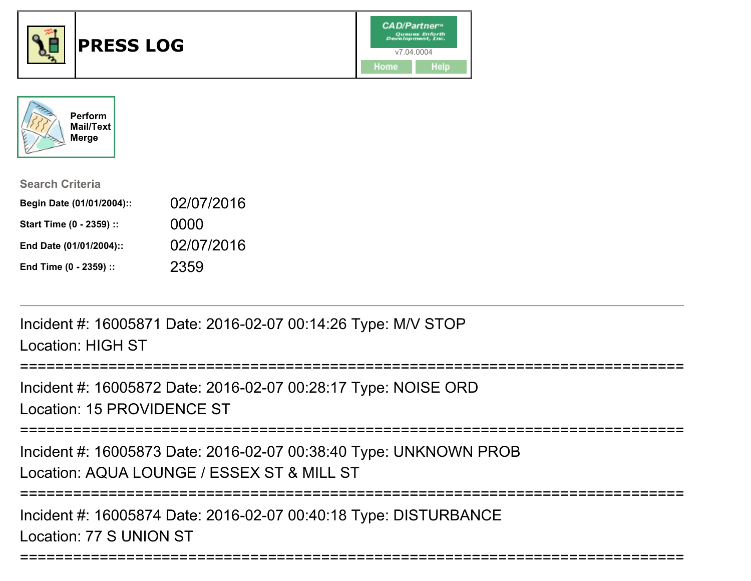# PRESS LOG

CAD/Partner™
Queues Enforth Development, Inc.
v7.04.0004

Home Help

Perform Mail/Text Merge

**Search Criteria**

| | |
|---|---|
| **Begin Date (01/01/2004)::** | 02/07/2016 |
| **Start Time (0 - 2359) ::** | 0000 |
| **End Date (01/01/2004)::** | 02/07/2016 |
| **End Time (0 - 2359) ::** | 2359 |

---

Incident #: 16005871 Date: 2016-02-07 00:14:26 Type: M/V STOP
Location: HIGH ST

===========================================================================

Incident #: 16005872 Date: 2016-02-07 00:28:17 Type: NOISE ORD
Location: 15 PROVIDENCE ST

===========================================================================

Incident #: 16005873 Date: 2016-02-07 00:38:40 Type: UNKNOWN PROB
Location: AQUA LOUNGE / ESSEX ST & MILL ST

===========================================================================

Incident #: 16005874 Date: 2016-02-07 00:40:18 Type: DISTURBANCE
Location: 77 S UNION ST

===========================================================================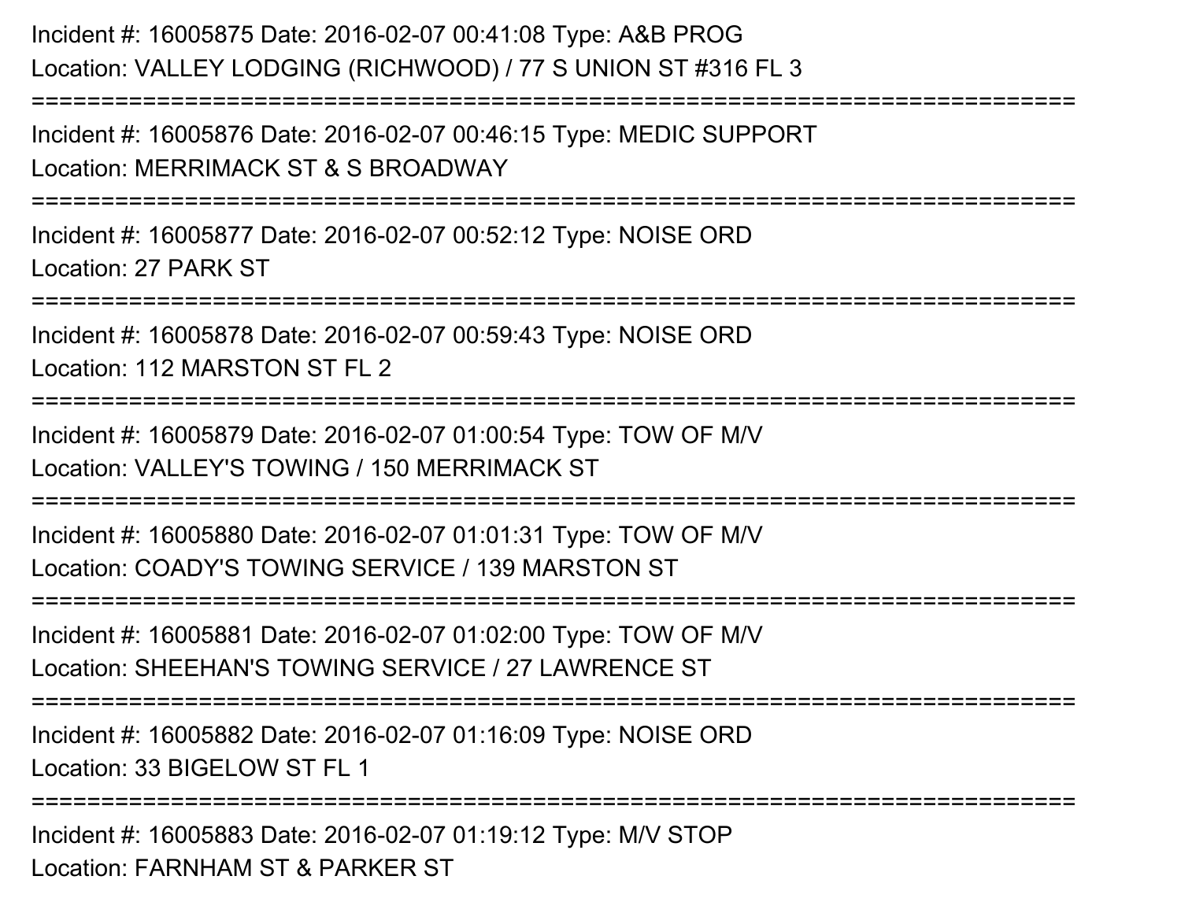Incident #: 16005875 Date: 2016-02-07 00:41:08 Type: A&B PROG
Location: VALLEY LODGING (RICHWOOD) / 77 S UNION ST #316 FL 3

===========================================================================

Incident #: 16005876 Date: 2016-02-07 00:46:15 Type: MEDIC SUPPORT
Location: MERRIMACK ST & S BROADWAY

===========================================================================

Incident #: 16005877 Date: 2016-02-07 00:52:12 Type: NOISE ORD
Location: 27 PARK ST

===========================================================================

Incident #: 16005878 Date: 2016-02-07 00:59:43 Type: NOISE ORD
Location: 112 MARSTON ST FL 2

===========================================================================

Incident #: 16005879 Date: 2016-02-07 01:00:54 Type: TOW OF M/V
Location: VALLEY'S TOWING / 150 MERRIMACK ST

===========================================================================

Incident #: 16005880 Date: 2016-02-07 01:01:31 Type: TOW OF M/V
Location: COADY'S TOWING SERVICE / 139 MARSTON ST

===========================================================================

Incident #: 16005881 Date: 2016-02-07 01:02:00 Type: TOW OF M/V
Location: SHEEHAN'S TOWING SERVICE / 27 LAWRENCE ST

===========================================================================

Incident #: 16005882 Date: 2016-02-07 01:16:09 Type: NOISE ORD
Location: 33 BIGELOW ST FL 1

===========================================================================

Incident #: 16005883 Date: 2016-02-07 01:19:12 Type: M/V STOP
Location: FARNHAM ST & PARKER ST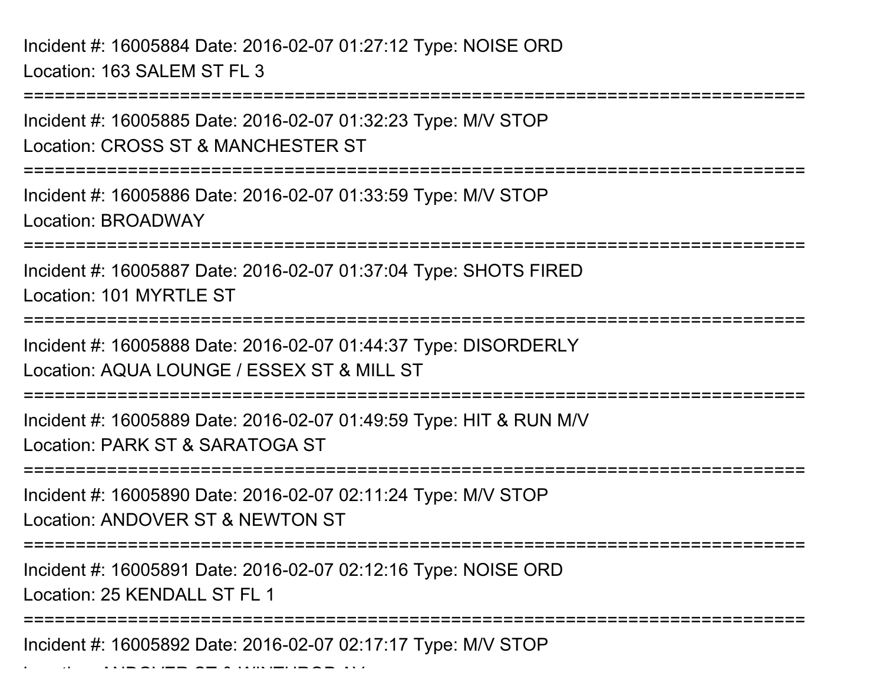Incident #: 16005884 Date: 2016-02-07 01:27:12 Type: NOISE ORD
Location: 163 SALEM ST FL 3

================================================================================

Incident #: 16005885 Date: 2016-02-07 01:32:23 Type: M/V STOP
Location: CROSS ST & MANCHESTER ST

================================================================================

Incident #: 16005886 Date: 2016-02-07 01:33:59 Type: M/V STOP
Location: BROADWAY

================================================================================

Incident #: 16005887 Date: 2016-02-07 01:37:04 Type: SHOTS FIRED
Location: 101 MYRTLE ST

================================================================================

Incident #: 16005888 Date: 2016-02-07 01:44:37 Type: DISORDERLY
Location: AQUA LOUNGE / ESSEX ST & MILL ST

================================================================================

Incident #: 16005889 Date: 2016-02-07 01:49:59 Type: HIT & RUN M/V
Location: PARK ST & SARATOGA ST

================================================================================

Incident #: 16005890 Date: 2016-02-07 02:11:24 Type: M/V STOP
Location: ANDOVER ST & NEWTON ST

================================================================================

Incident #: 16005891 Date: 2016-02-07 02:12:16 Type: NOISE ORD
Location: 25 KENDALL ST FL 1

================================================================================

Incident #: 16005892 Date: 2016-02-07 02:17:17 Type: M/V STOP
Location: ANDOVER ST & WINTHROP AV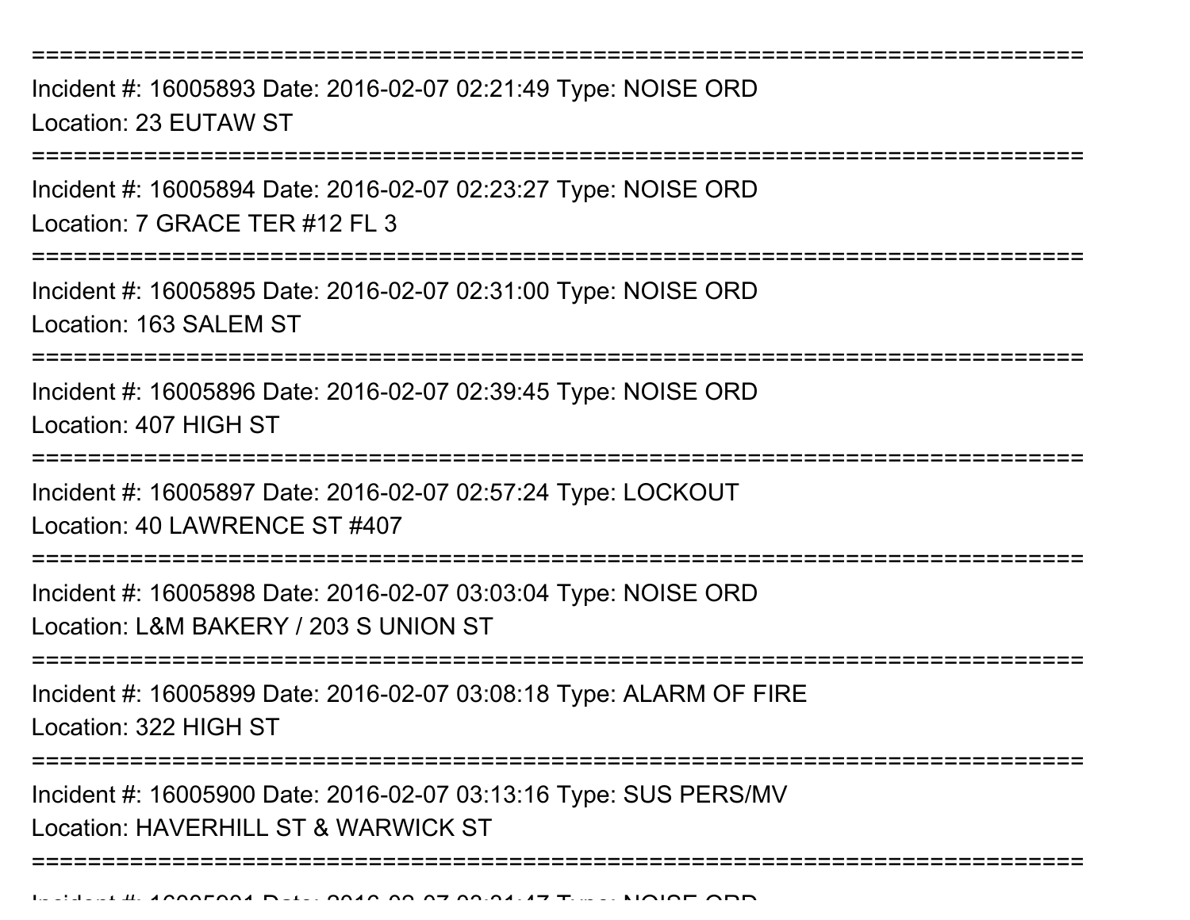===========================================================================
Incident #: 16005893 Date: 2016-02-07 02:21:49 Type: NOISE ORD
Location: 23 EUTAW ST
===========================================================================
Incident #: 16005894 Date: 2016-02-07 02:23:27 Type: NOISE ORD
Location: 7 GRACE TER #12 FL 3
===========================================================================
Incident #: 16005895 Date: 2016-02-07 02:31:00 Type: NOISE ORD
Location: 163 SALEM ST
===========================================================================
Incident #: 16005896 Date: 2016-02-07 02:39:45 Type: NOISE ORD
Location: 407 HIGH ST
===========================================================================
Incident #: 16005897 Date: 2016-02-07 02:57:24 Type: LOCKOUT
Location: 40 LAWRENCE ST #407
===========================================================================
Incident #: 16005898 Date: 2016-02-07 03:03:04 Type: NOISE ORD
Location: L&M BAKERY / 203 S UNION ST
===========================================================================
Incident #: 16005899 Date: 2016-02-07 03:08:18 Type: ALARM OF FIRE
Location: 322 HIGH ST
===========================================================================
Incident #: 16005900 Date: 2016-02-07 03:13:16 Type: SUS PERS/MV
Location: HAVERHILL ST & WARWICK ST
===========================================================================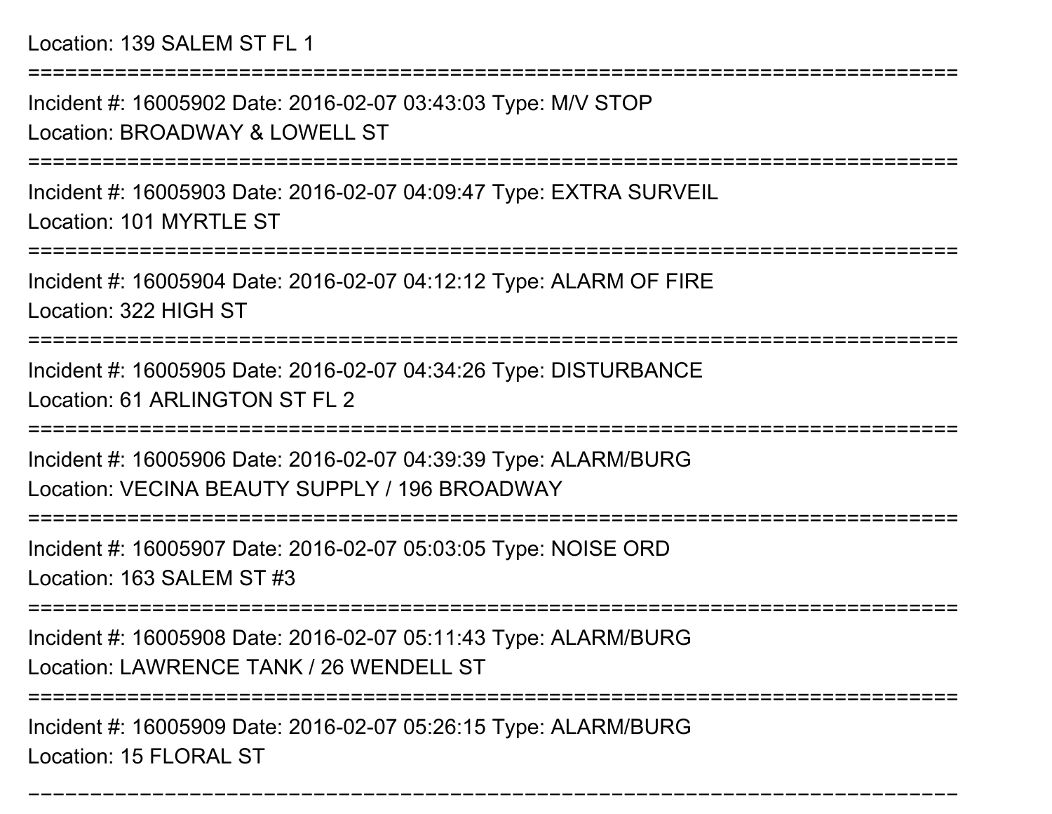Location: 139 SALEM ST FL 1

===========================================================================

Incident #: 16005902 Date: 2016-02-07 03:43:03 Type: M/V STOP

Location: BROADWAY & LOWELL ST

===========================================================================

Incident #: 16005903 Date: 2016-02-07 04:09:47 Type: EXTRA SURVEIL

Location: 101 MYRTLE ST

===========================================================================

Incident #: 16005904 Date: 2016-02-07 04:12:12 Type: ALARM OF FIRE

Location: 322 HIGH ST

===========================================================================

Incident #: 16005905 Date: 2016-02-07 04:34:26 Type: DISTURBANCE

Location: 61 ARLINGTON ST FL 2

===========================================================================

Incident #: 16005906 Date: 2016-02-07 04:39:39 Type: ALARM/BURG

Location: VECINA BEAUTY SUPPLY / 196 BROADWAY

===========================================================================

Incident #: 16005907 Date: 2016-02-07 05:03:05 Type: NOISE ORD

Location: 163 SALEM ST #3

===========================================================================

Incident #: 16005908 Date: 2016-02-07 05:11:43 Type: ALARM/BURG

Location: LAWRENCE TANK / 26 WENDELL ST

===========================================================================

Incident #: 16005909 Date: 2016-02-07 05:26:15 Type: ALARM/BURG

Location: 15 FLORAL ST

===========================================================================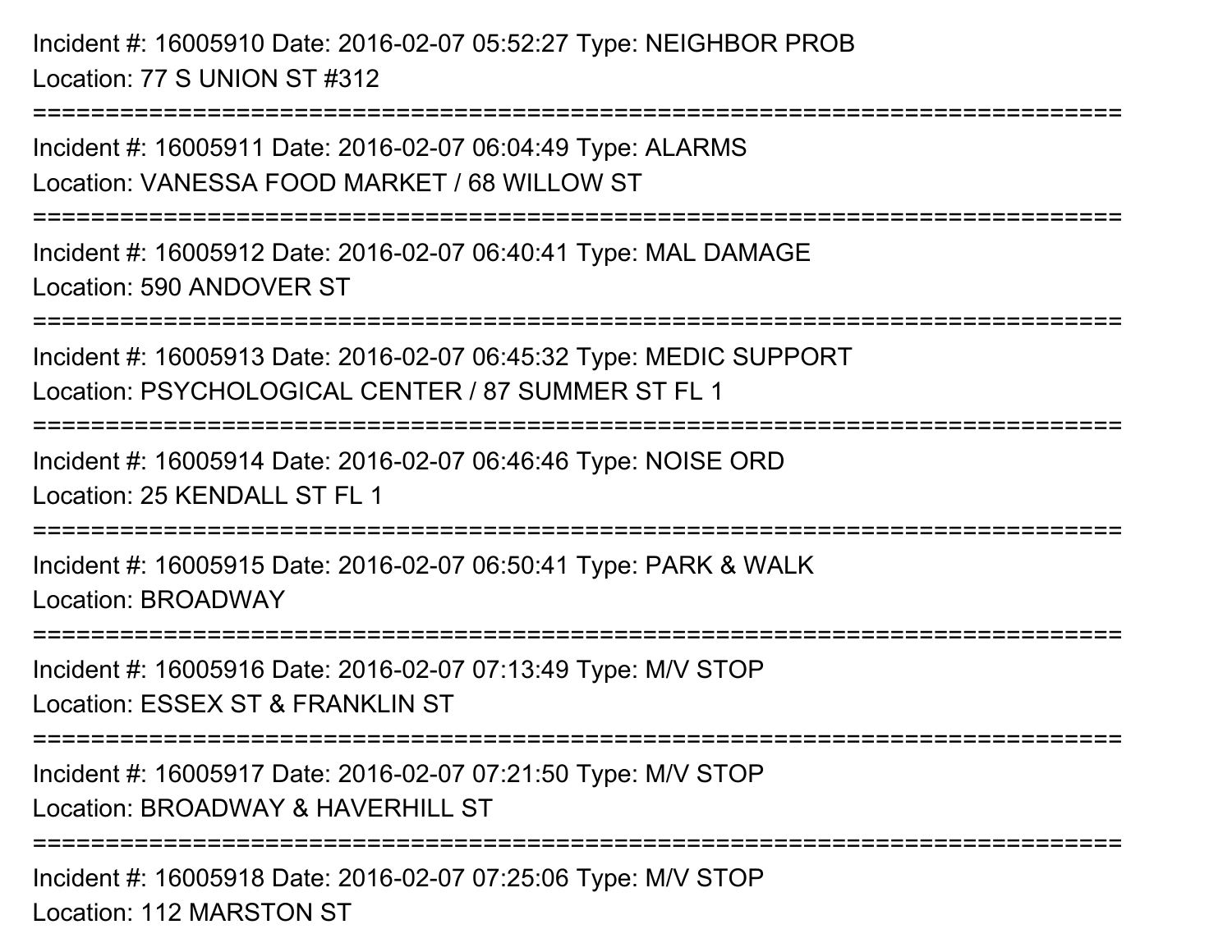Incident #: 16005910 Date: 2016-02-07 05:52:27 Type: NEIGHBOR PROB
Location: 77 S UNION ST #312

===========================================================================

Incident #: 16005911 Date: 2016-02-07 06:04:49 Type: ALARMS
Location: VANESSA FOOD MARKET / 68 WILLOW ST

===========================================================================

Incident #: 16005912 Date: 2016-02-07 06:40:41 Type: MAL DAMAGE
Location: 590 ANDOVER ST

===========================================================================

Incident #: 16005913 Date: 2016-02-07 06:45:32 Type: MEDIC SUPPORT
Location: PSYCHOLOGICAL CENTER / 87 SUMMER ST FL 1

===========================================================================

Incident #: 16005914 Date: 2016-02-07 06:46:46 Type: NOISE ORD
Location: 25 KENDALL ST FL 1

===========================================================================

Incident #: 16005915 Date: 2016-02-07 06:50:41 Type: PARK & WALK
Location: BROADWAY

===========================================================================

Incident #: 16005916 Date: 2016-02-07 07:13:49 Type: M/V STOP
Location: ESSEX ST & FRANKLIN ST

===========================================================================

Incident #: 16005917 Date: 2016-02-07 07:21:50 Type: M/V STOP
Location: BROADWAY & HAVERHILL ST

===========================================================================

Incident #: 16005918 Date: 2016-02-07 07:25:06 Type: M/V STOP
Location: 112 MARSTON ST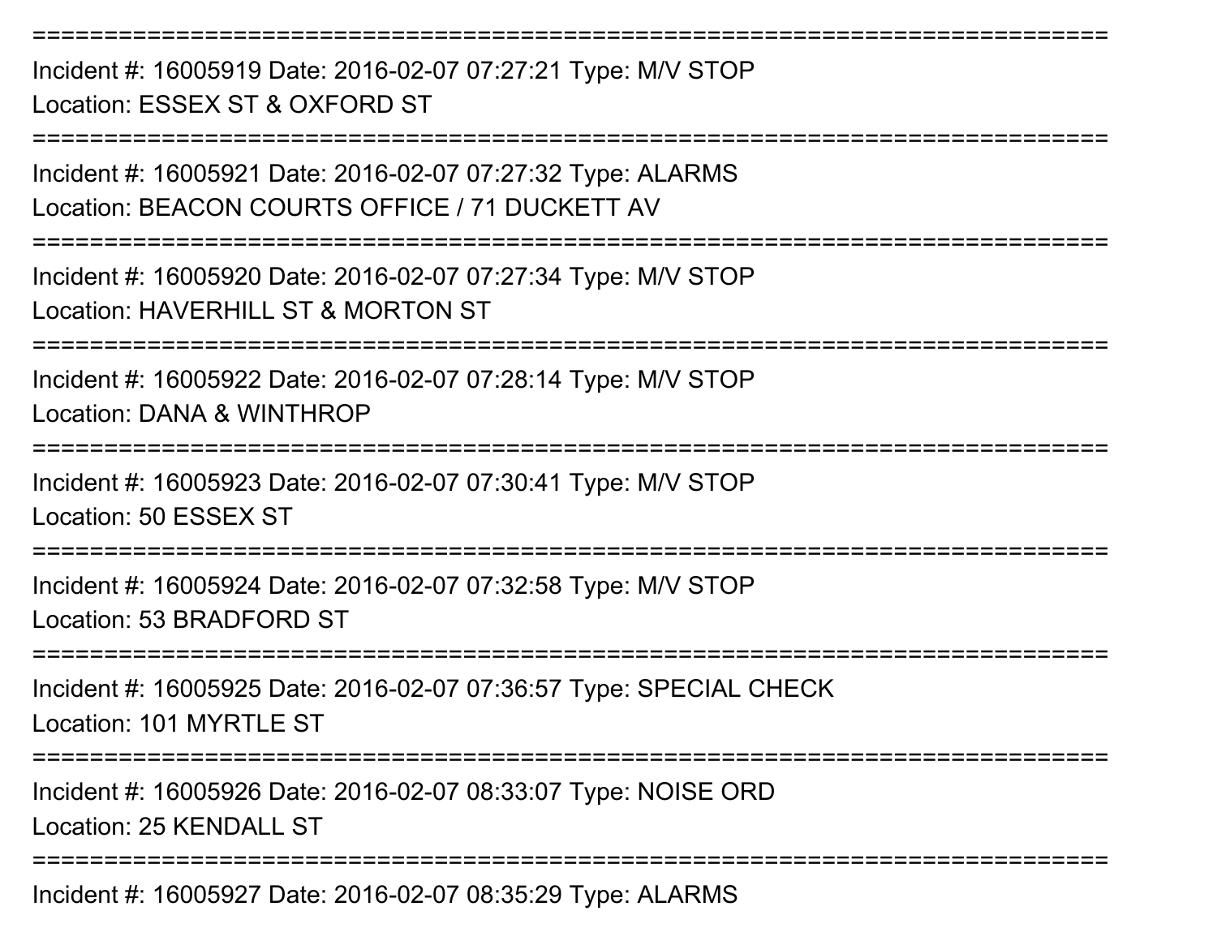===========================================================================
Incident #: 16005919 Date: 2016-02-07 07:27:21 Type: M/V STOP
Location: ESSEX ST & OXFORD ST
===========================================================================
Incident #: 16005921 Date: 2016-02-07 07:27:32 Type: ALARMS
Location: BEACON COURTS OFFICE / 71 DUCKETT AV
===========================================================================
Incident #: 16005920 Date: 2016-02-07 07:27:34 Type: M/V STOP
Location: HAVERHILL ST & MORTON ST
===========================================================================
Incident #: 16005922 Date: 2016-02-07 07:28:14 Type: M/V STOP
Location: DANA & WINTHROP
===========================================================================
Incident #: 16005923 Date: 2016-02-07 07:30:41 Type: M/V STOP
Location: 50 ESSEX ST
===========================================================================
Incident #: 16005924 Date: 2016-02-07 07:32:58 Type: M/V STOP
Location: 53 BRADFORD ST
===========================================================================
Incident #: 16005925 Date: 2016-02-07 07:36:57 Type: SPECIAL CHECK
Location: 101 MYRTLE ST
===========================================================================
Incident #: 16005926 Date: 2016-02-07 08:33:07 Type: NOISE ORD
Location: 25 KENDALL ST
===========================================================================
Incident #: 16005927 Date: 2016-02-07 08:35:29 Type: ALARMS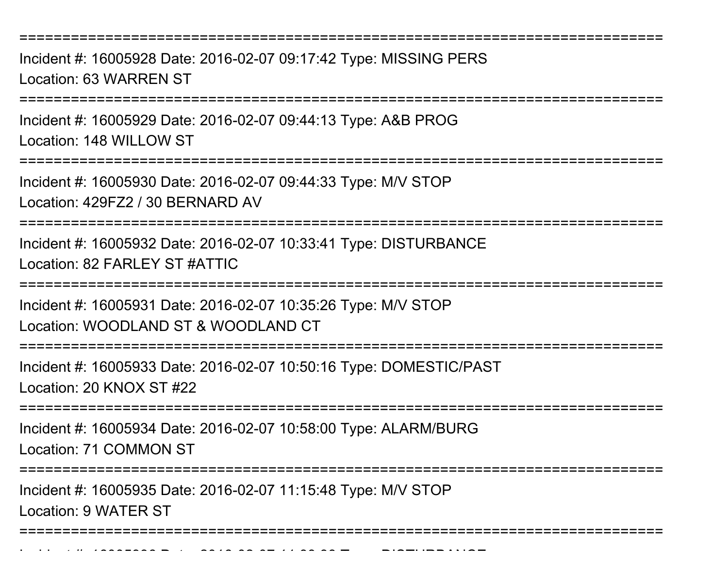===========================================================================

Incident #: 16005928 Date: 2016-02-07 09:17:42 Type: MISSING PERS

Location: 63 WARREN ST

===========================================================================

Incident #: 16005929 Date: 2016-02-07 09:44:13 Type: A&B PROG

Location: 148 WILLOW ST

===========================================================================

Incident #: 16005930 Date: 2016-02-07 09:44:33 Type: M/V STOP

Location: 429FZ2 / 30 BERNARD AV

===========================================================================

Incident #: 16005932 Date: 2016-02-07 10:33:41 Type: DISTURBANCE

Location: 82 FARLEY ST #ATTIC

===========================================================================

Incident #: 16005931 Date: 2016-02-07 10:35:26 Type: M/V STOP

Location: WOODLAND ST & WOODLAND CT

===========================================================================

Incident #: 16005933 Date: 2016-02-07 10:50:16 Type: DOMESTIC/PAST

Location: 20 KNOX ST #22

===========================================================================

Incident #: 16005934 Date: 2016-02-07 10:58:00 Type: ALARM/BURG

Location: 71 COMMON ST

===========================================================================

Incident #: 16005935 Date: 2016-02-07 11:15:48 Type: M/V STOP

Location: 9 WATER ST

===========================================================================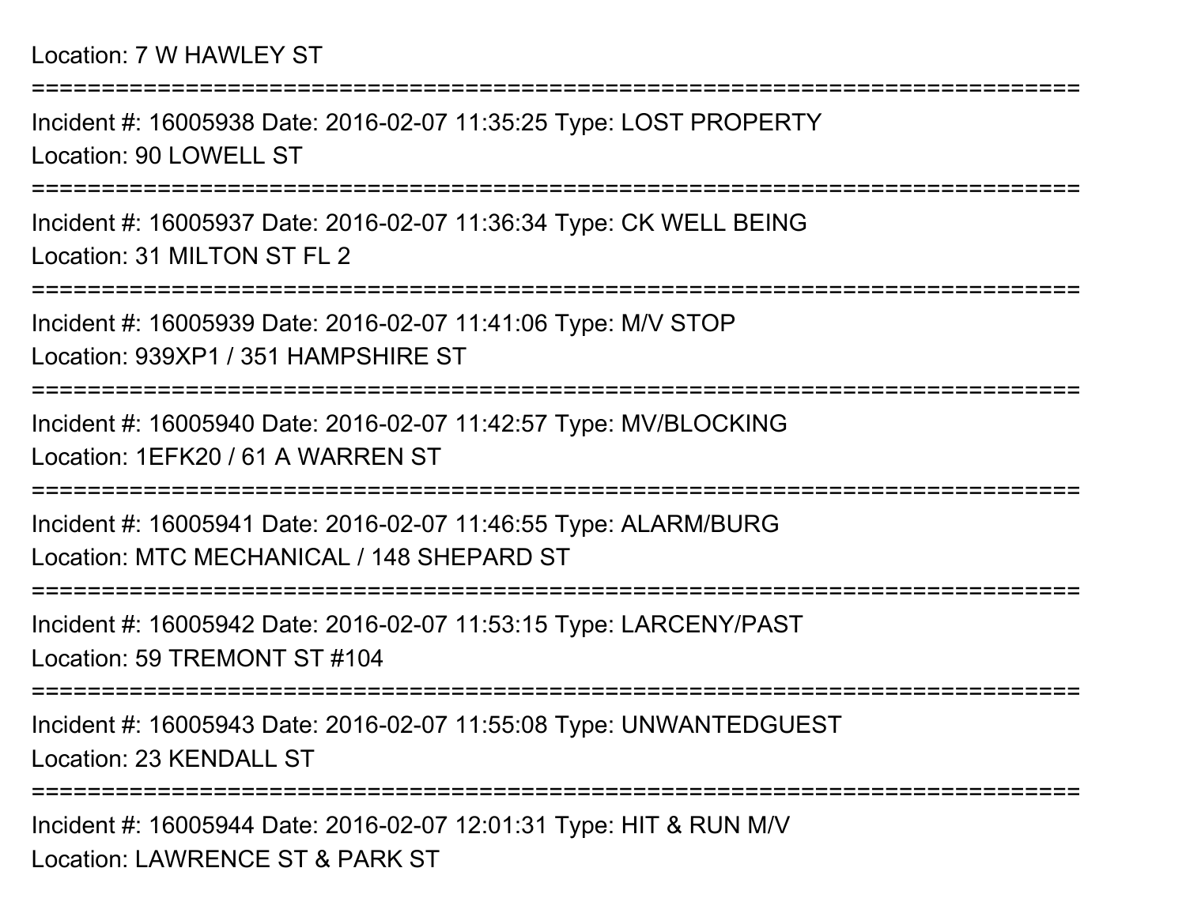Location: 7 W HAWLEY ST

===========================================================================

Incident #: 16005938 Date: 2016-02-07 11:35:25 Type: LOST PROPERTY

Location: 90 LOWELL ST

===========================================================================

Incident #: 16005937 Date: 2016-02-07 11:36:34 Type: CK WELL BEING

Location: 31 MILTON ST FL 2

===========================================================================

Incident #: 16005939 Date: 2016-02-07 11:41:06 Type: M/V STOP

Location: 939XP1 / 351 HAMPSHIRE ST

===========================================================================

Incident #: 16005940 Date: 2016-02-07 11:42:57 Type: MV/BLOCKING

Location: 1EFK20 / 61 A WARREN ST

===========================================================================

Incident #: 16005941 Date: 2016-02-07 11:46:55 Type: ALARM/BURG

Location: MTC MECHANICAL / 148 SHEPARD ST

===========================================================================

Incident #: 16005942 Date: 2016-02-07 11:53:15 Type: LARCENY/PAST

Location: 59 TREMONT ST #104

===========================================================================

Incident #: 16005943 Date: 2016-02-07 11:55:08 Type: UNWANTEDGUEST

Location: 23 KENDALL ST

===========================================================================

Incident #: 16005944 Date: 2016-02-07 12:01:31 Type: HIT & RUN M/V

Location: LAWRENCE ST & PARK ST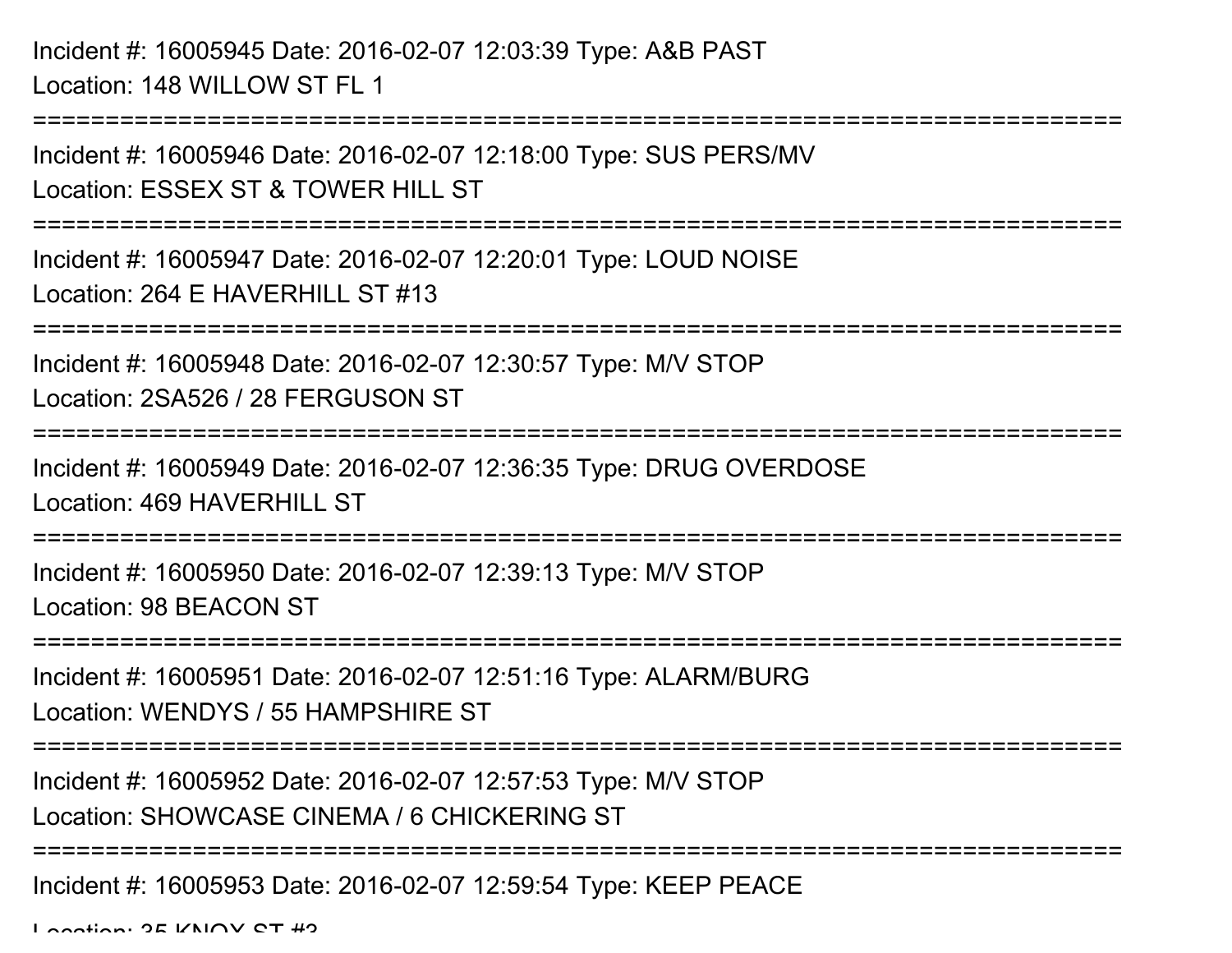Incident #: 16005945 Date: 2016-02-07 12:03:39 Type: A&B PAST
Location: 148 WILLOW ST FL 1

===========================================================================

Incident #: 16005946 Date: 2016-02-07 12:18:00 Type: SUS PERS/MV
Location: ESSEX ST & TOWER HILL ST

===========================================================================

Incident #: 16005947 Date: 2016-02-07 12:20:01 Type: LOUD NOISE
Location: 264 E HAVERHILL ST #13

===========================================================================

Incident #: 16005948 Date: 2016-02-07 12:30:57 Type: M/V STOP
Location: 2SA526 / 28 FERGUSON ST

===========================================================================

Incident #: 16005949 Date: 2016-02-07 12:36:35 Type: DRUG OVERDOSE
Location: 469 HAVERHILL ST

===========================================================================

Incident #: 16005950 Date: 2016-02-07 12:39:13 Type: M/V STOP
Location: 98 BEACON ST

===========================================================================

Incident #: 16005951 Date: 2016-02-07 12:51:16 Type: ALARM/BURG
Location: WENDYS / 55 HAMPSHIRE ST

===========================================================================

Incident #: 16005952 Date: 2016-02-07 12:57:53 Type: M/V STOP
Location: SHOWCASE CINEMA / 6 CHICKERING ST

===========================================================================

Incident #: 16005953 Date: 2016-02-07 12:59:54 Type: KEEP PEACE
Location: 35 KNOX ST #3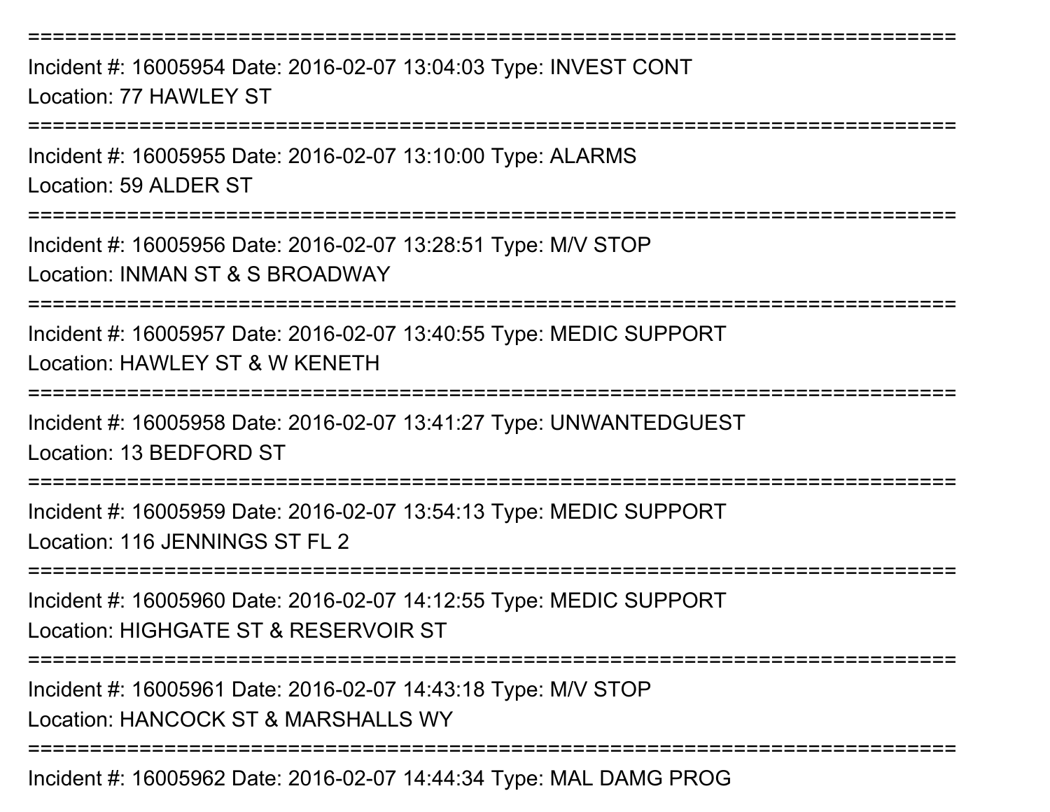===========================================================================
Incident #: 16005954 Date: 2016-02-07 13:04:03 Type: INVEST CONT
Location: 77 HAWLEY ST
===========================================================================
Incident #: 16005955 Date: 2016-02-07 13:10:00 Type: ALARMS
Location: 59 ALDER ST
===========================================================================
Incident #: 16005956 Date: 2016-02-07 13:28:51 Type: M/V STOP
Location: INMAN ST & S BROADWAY
===========================================================================
Incident #: 16005957 Date: 2016-02-07 13:40:55 Type: MEDIC SUPPORT
Location: HAWLEY ST & W KENETH
===========================================================================
Incident #: 16005958 Date: 2016-02-07 13:41:27 Type: UNWANTEDGUEST
Location: 13 BEDFORD ST
===========================================================================
Incident #: 16005959 Date: 2016-02-07 13:54:13 Type: MEDIC SUPPORT
Location: 116 JENNINGS ST FL 2
===========================================================================
Incident #: 16005960 Date: 2016-02-07 14:12:55 Type: MEDIC SUPPORT
Location: HIGHGATE ST & RESERVOIR ST
===========================================================================
Incident #: 16005961 Date: 2016-02-07 14:43:18 Type: M/V STOP
Location: HANCOCK ST & MARSHALLS WY
===========================================================================
Incident #: 16005962 Date: 2016-02-07 14:44:34 Type: MAL DAMG PROG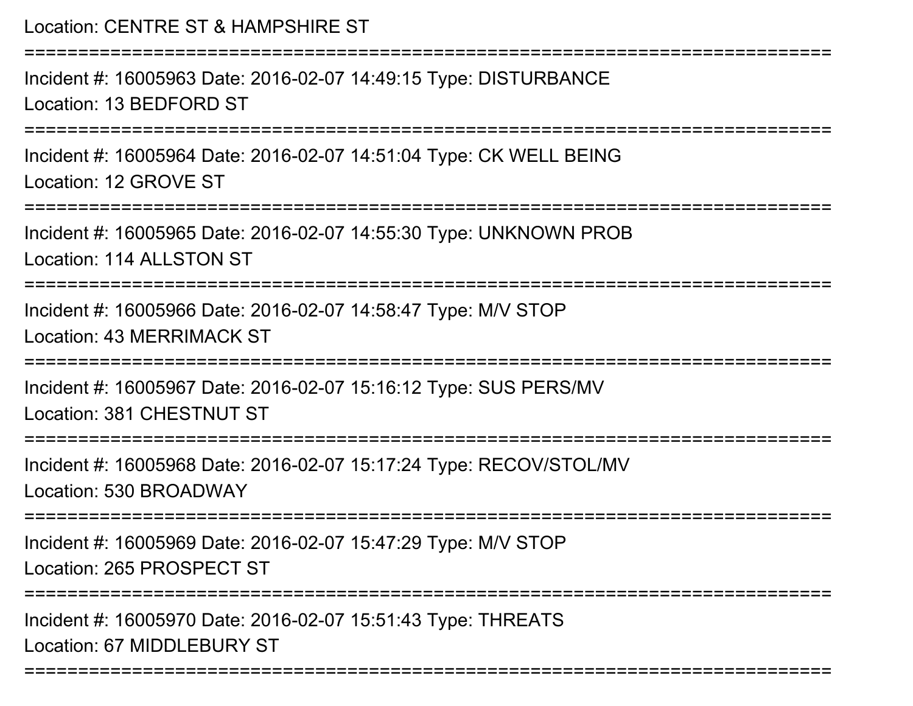Location: CENTRE ST & HAMPSHIRE ST

===========================================================================

Incident #: 16005963 Date: 2016-02-07 14:49:15 Type: DISTURBANCE

Location: 13 BEDFORD ST

===========================================================================

Incident #: 16005964 Date: 2016-02-07 14:51:04 Type: CK WELL BEING

Location: 12 GROVE ST

===========================================================================

Incident #: 16005965 Date: 2016-02-07 14:55:30 Type: UNKNOWN PROB

Location: 114 ALLSTON ST

===========================================================================

Incident #: 16005966 Date: 2016-02-07 14:58:47 Type: M/V STOP

Location: 43 MERRIMACK ST

===========================================================================

Incident #: 16005967 Date: 2016-02-07 15:16:12 Type: SUS PERS/MV

Location: 381 CHESTNUT ST

===========================================================================

Incident #: 16005968 Date: 2016-02-07 15:17:24 Type: RECOV/STOL/MV

Location: 530 BROADWAY

===========================================================================

Incident #: 16005969 Date: 2016-02-07 15:47:29 Type: M/V STOP

Location: 265 PROSPECT ST

===========================================================================

Incident #: 16005970 Date: 2016-02-07 15:51:43 Type: THREATS

Location: 67 MIDDLEBURY ST

===========================================================================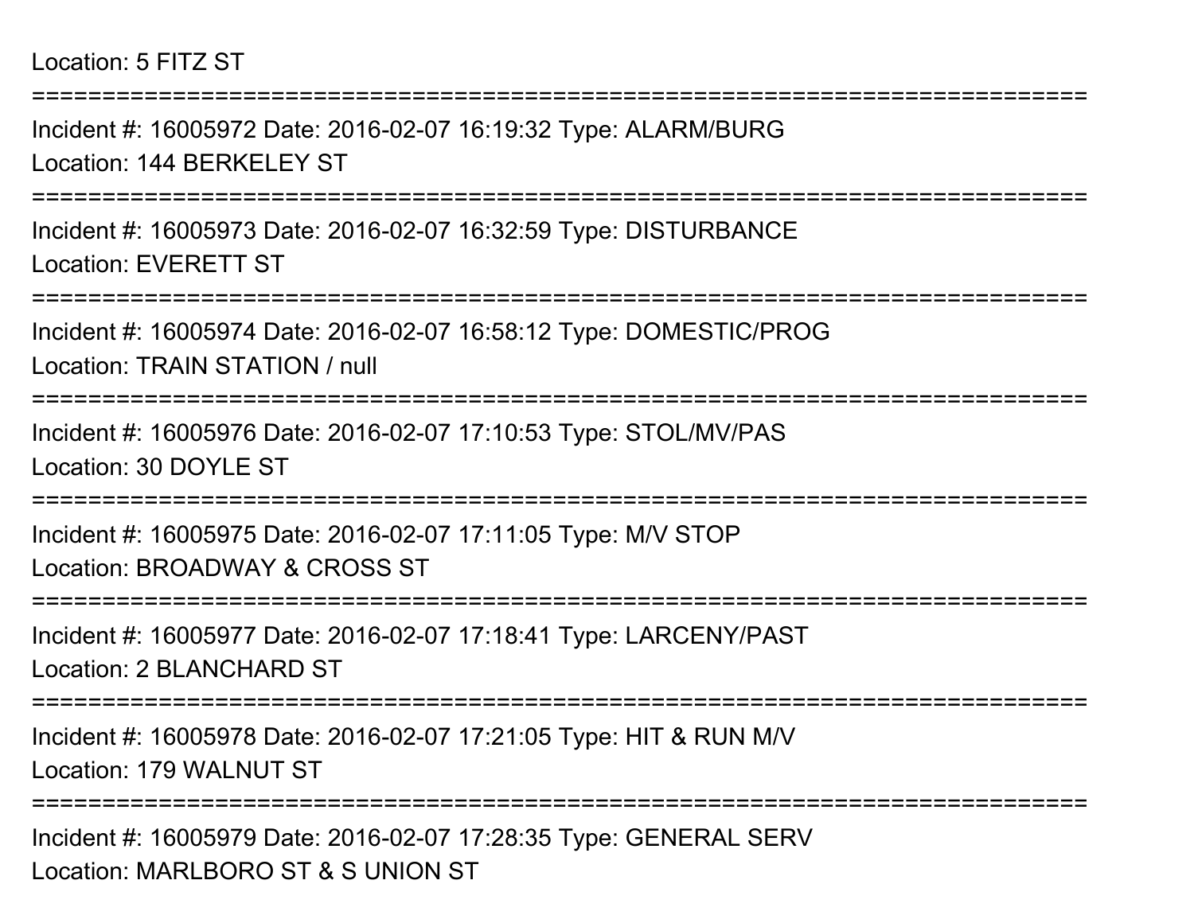Location: 5 FITZ ST

===========================================================================

Incident #: 16005972 Date: 2016-02-07 16:19:32 Type: ALARM/BURG

Location: 144 BERKELEY ST

===========================================================================

Incident #: 16005973 Date: 2016-02-07 16:32:59 Type: DISTURBANCE

Location: EVERETT ST

===========================================================================

Incident #: 16005974 Date: 2016-02-07 16:58:12 Type: DOMESTIC/PROG

Location: TRAIN STATION / null

===========================================================================

Incident #: 16005976 Date: 2016-02-07 17:10:53 Type: STOL/MV/PAS

Location: 30 DOYLE ST

===========================================================================

Incident #: 16005975 Date: 2016-02-07 17:11:05 Type: M/V STOP

Location: BROADWAY & CROSS ST

===========================================================================

Incident #: 16005977 Date: 2016-02-07 17:18:41 Type: LARCENY/PAST

Location: 2 BLANCHARD ST

===========================================================================

Incident #: 16005978 Date: 2016-02-07 17:21:05 Type: HIT & RUN M/V

Location: 179 WALNUT ST

===========================================================================

Incident #: 16005979 Date: 2016-02-07 17:28:35 Type: GENERAL SERV

Location: MARLBORO ST & S UNION ST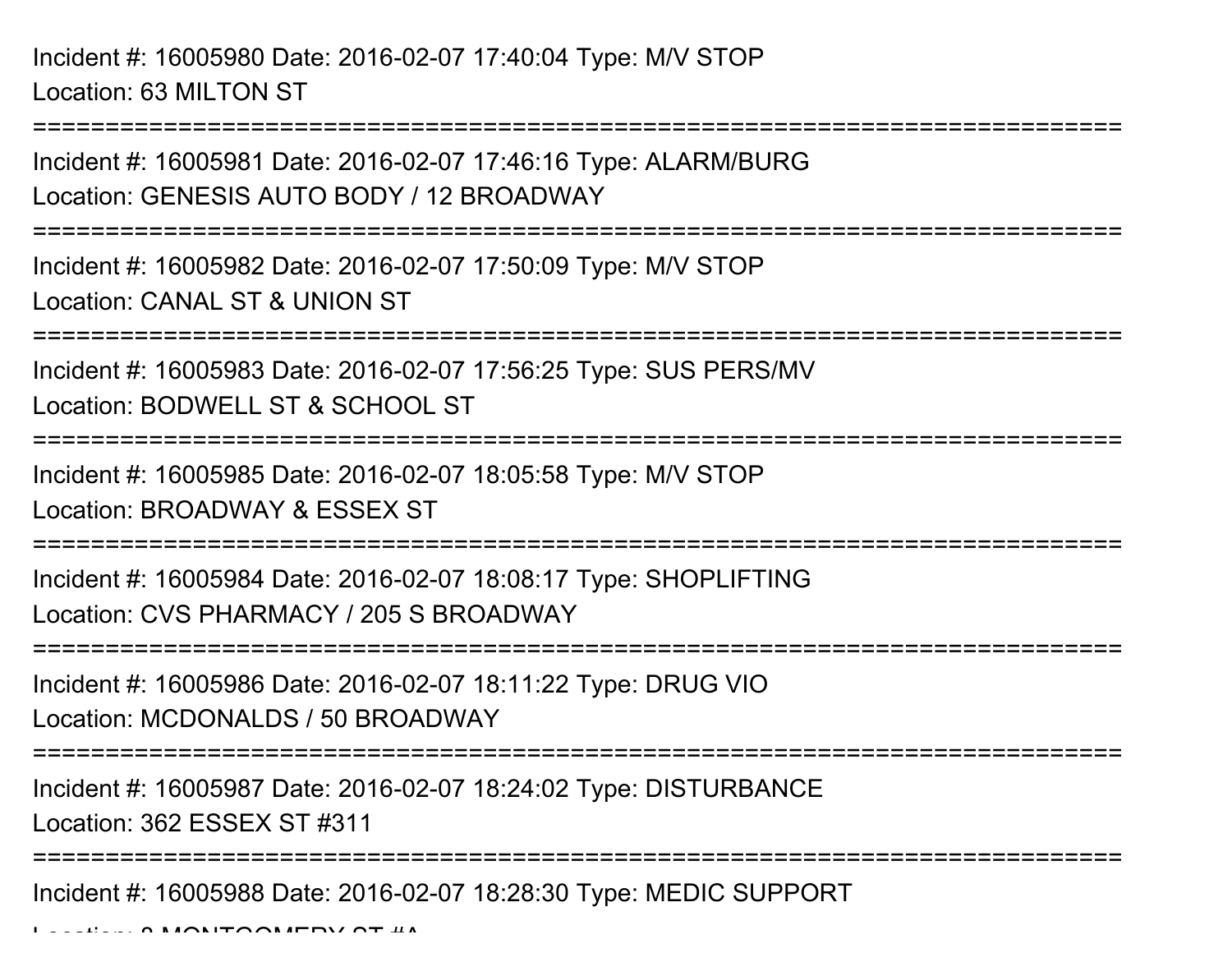Incident #: 16005980 Date: 2016-02-07 17:40:04 Type: M/V STOP
Location: 63 MILTON ST

===========================================================================

Incident #: 16005981 Date: 2016-02-07 17:46:16 Type: ALARM/BURG
Location: GENESIS AUTO BODY / 12 BROADWAY

===========================================================================

Incident #: 16005982 Date: 2016-02-07 17:50:09 Type: M/V STOP
Location: CANAL ST & UNION ST

===========================================================================

Incident #: 16005983 Date: 2016-02-07 17:56:25 Type: SUS PERS/MV
Location: BODWELL ST & SCHOOL ST

===========================================================================

Incident #: 16005985 Date: 2016-02-07 18:05:58 Type: M/V STOP
Location: BROADWAY & ESSEX ST

===========================================================================

Incident #: 16005984 Date: 2016-02-07 18:08:17 Type: SHOPLIFTING
Location: CVS PHARMACY / 205 S BROADWAY

===========================================================================

Incident #: 16005986 Date: 2016-02-07 18:11:22 Type: DRUG VIO
Location: MCDONALDS / 50 BROADWAY

===========================================================================

Incident #: 16005987 Date: 2016-02-07 18:24:02 Type: DISTURBANCE
Location: 362 ESSEX ST #311

===========================================================================

Incident #: 16005988 Date: 2016-02-07 18:28:30 Type: MEDIC SUPPORT
Location: 8 MONTGOMERY ST #A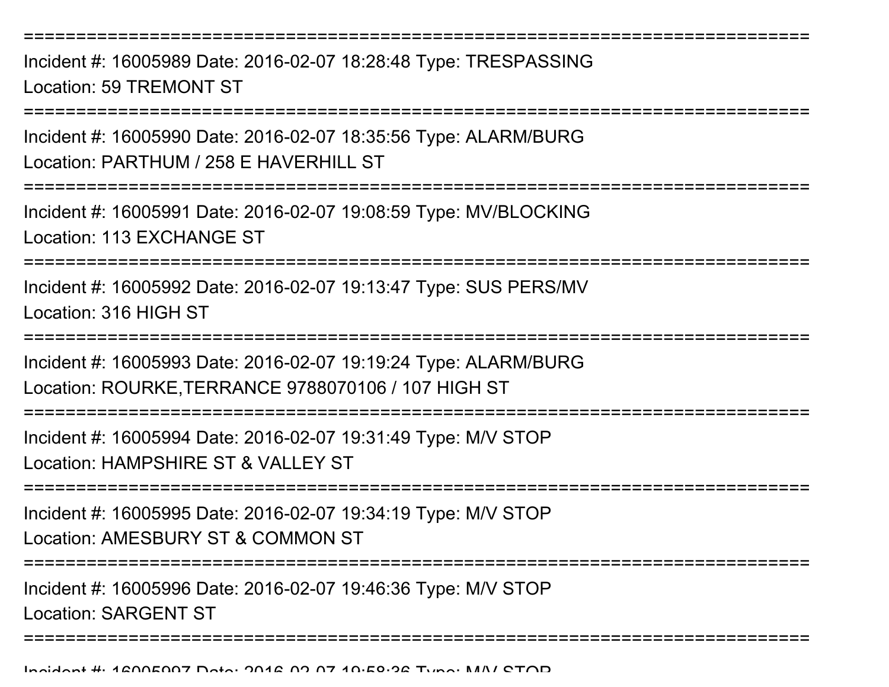===========================================================================

Incident #: 16005989 Date: 2016-02-07 18:28:48 Type: TRESPASSING

Location: 59 TREMONT ST

===========================================================================

Incident #: 16005990 Date: 2016-02-07 18:35:56 Type: ALARM/BURG

Location: PARTHUM / 258 E HAVERHILL ST

===========================================================================

Incident #: 16005991 Date: 2016-02-07 19:08:59 Type: MV/BLOCKING

Location: 113 EXCHANGE ST

===========================================================================

Incident #: 16005992 Date: 2016-02-07 19:13:47 Type: SUS PERS/MV

Location: 316 HIGH ST

===========================================================================

Incident #: 16005993 Date: 2016-02-07 19:19:24 Type: ALARM/BURG

Location: ROURKE,TERRANCE 9788070106 / 107 HIGH ST

===========================================================================

Incident #: 16005994 Date: 2016-02-07 19:31:49 Type: M/V STOP

Location: HAMPSHIRE ST & VALLEY ST

===========================================================================

Incident #: 16005995 Date: 2016-02-07 19:34:19 Type: M/V STOP

Location: AMESBURY ST & COMMON ST

===========================================================================

Incident #: 16005996 Date: 2016-02-07 19:46:36 Type: M/V STOP

Location: SARGENT ST

===========================================================================

Incident #: 16005997 Date: 2016-02-07 19:58:36 Type: M/V STOP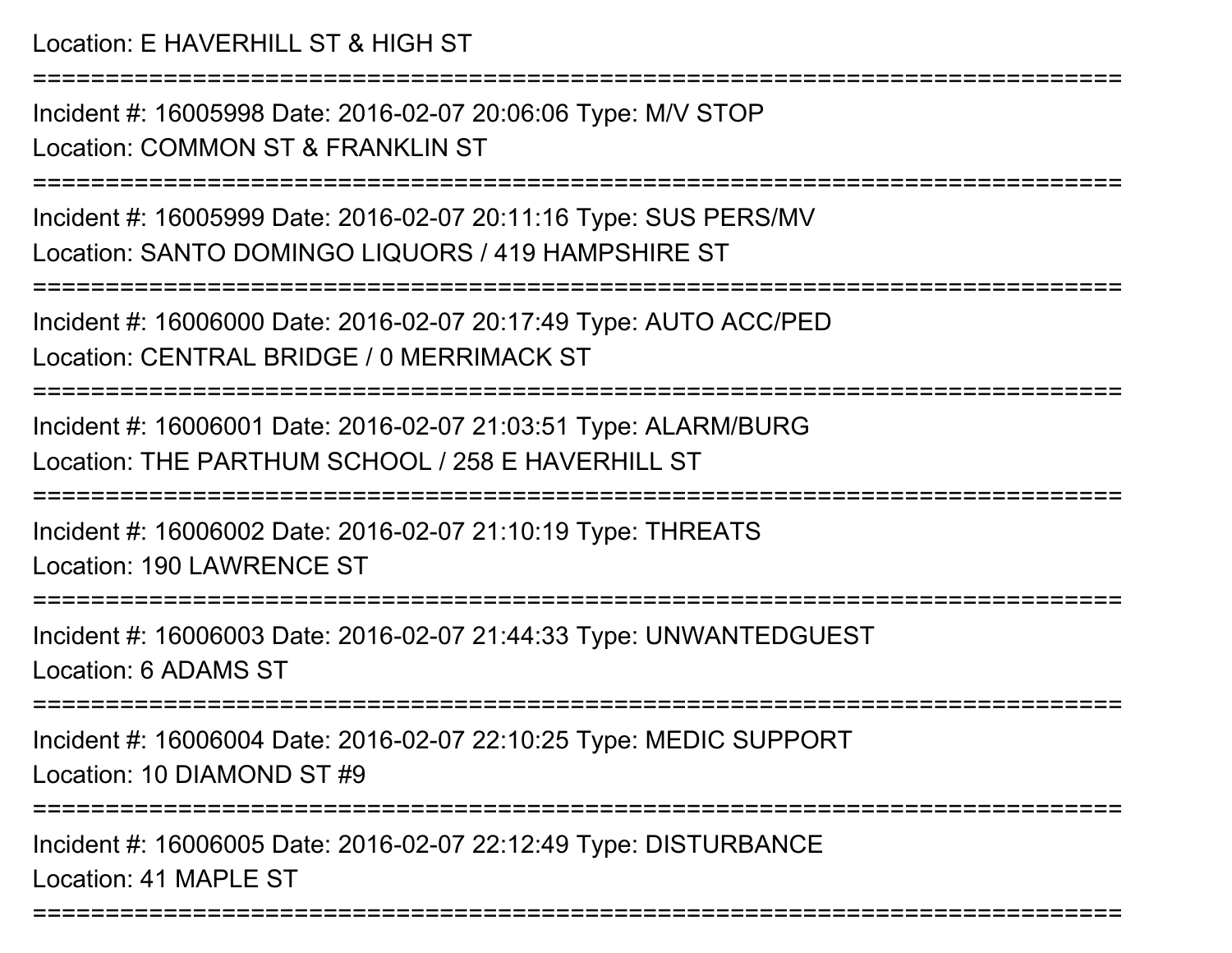Location: E HAVERHILL ST & HIGH ST

===========================================================================

Incident #: 16005998 Date: 2016-02-07 20:06:06 Type: M/V STOP

Location: COMMON ST & FRANKLIN ST

===========================================================================

Incident #: 16005999 Date: 2016-02-07 20:11:16 Type: SUS PERS/MV

Location: SANTO DOMINGO LIQUORS / 419 HAMPSHIRE ST

===========================================================================

Incident #: 16006000 Date: 2016-02-07 20:17:49 Type: AUTO ACC/PED

Location: CENTRAL BRIDGE / 0 MERRIMACK ST

===========================================================================

Incident #: 16006001 Date: 2016-02-07 21:03:51 Type: ALARM/BURG

Location: THE PARTHUM SCHOOL / 258 E HAVERHILL ST

===========================================================================

Incident #: 16006002 Date: 2016-02-07 21:10:19 Type: THREATS

Location: 190 LAWRENCE ST

===========================================================================

Incident #: 16006003 Date: 2016-02-07 21:44:33 Type: UNWANTEDGUEST

Location: 6 ADAMS ST

===========================================================================

Incident #: 16006004 Date: 2016-02-07 22:10:25 Type: MEDIC SUPPORT

Location: 10 DIAMOND ST #9

===========================================================================

Incident #: 16006005 Date: 2016-02-07 22:12:49 Type: DISTURBANCE

Location: 41 MAPLE ST

===========================================================================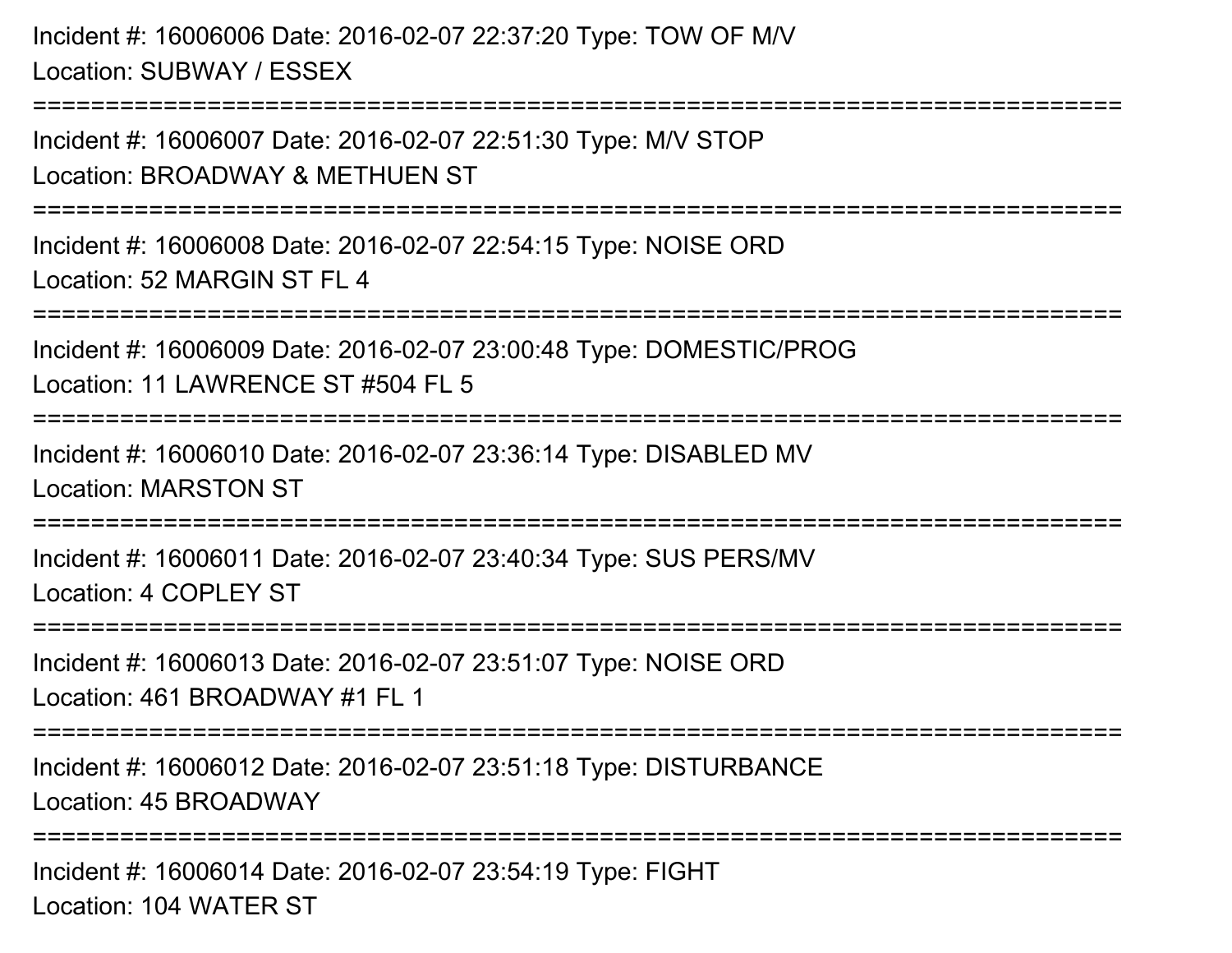Incident #: 16006006 Date: 2016-02-07 22:37:20 Type: TOW OF M/V
Location: SUBWAY / ESSEX

===========================================================================

Incident #: 16006007 Date: 2016-02-07 22:51:30 Type: M/V STOP
Location: BROADWAY & METHUEN ST

===========================================================================

Incident #: 16006008 Date: 2016-02-07 22:54:15 Type: NOISE ORD
Location: 52 MARGIN ST FL 4

===========================================================================

Incident #: 16006009 Date: 2016-02-07 23:00:48 Type: DOMESTIC/PROG
Location: 11 LAWRENCE ST #504 FL 5

===========================================================================

Incident #: 16006010 Date: 2016-02-07 23:36:14 Type: DISABLED MV
Location: MARSTON ST

===========================================================================

Incident #: 16006011 Date: 2016-02-07 23:40:34 Type: SUS PERS/MV
Location: 4 COPLEY ST

===========================================================================

Incident #: 16006013 Date: 2016-02-07 23:51:07 Type: NOISE ORD
Location: 461 BROADWAY #1 FL 1

===========================================================================

Incident #: 16006012 Date: 2016-02-07 23:51:18 Type: DISTURBANCE
Location: 45 BROADWAY

===========================================================================

Incident #: 16006014 Date: 2016-02-07 23:54:19 Type: FIGHT
Location: 104 WATER ST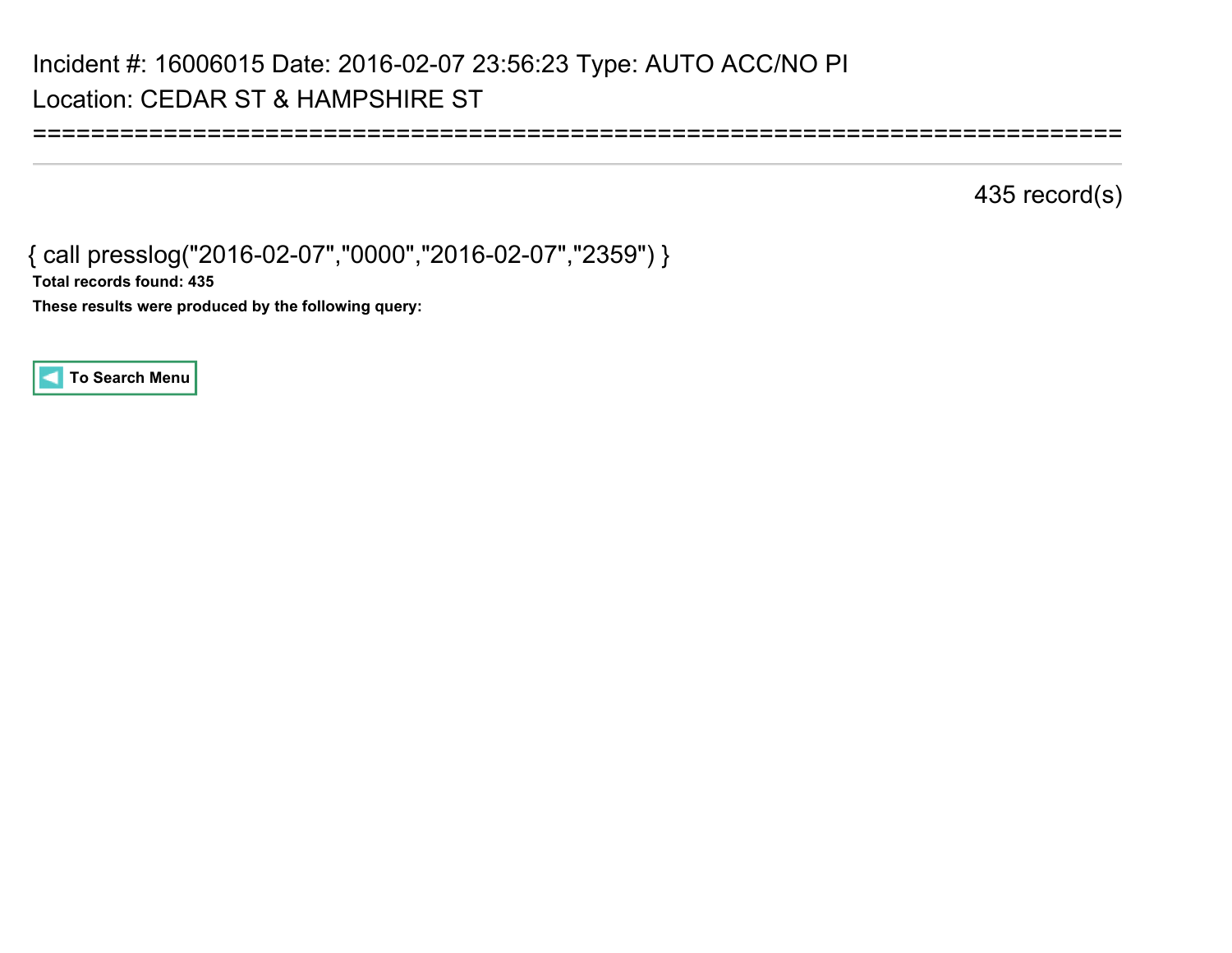Incident #: 16006015 Date: 2016-02-07 23:56:23 Type: AUTO ACC/NO PI
Location: CEDAR ST & HAMPSHIRE ST
===========================================================================

---

435 record(s)

{ call presslog("2016-02-07","0000","2016-02-07","2359") }

**Total records found: 435**

**These results were produced by the following query:**

**To Search Menu**